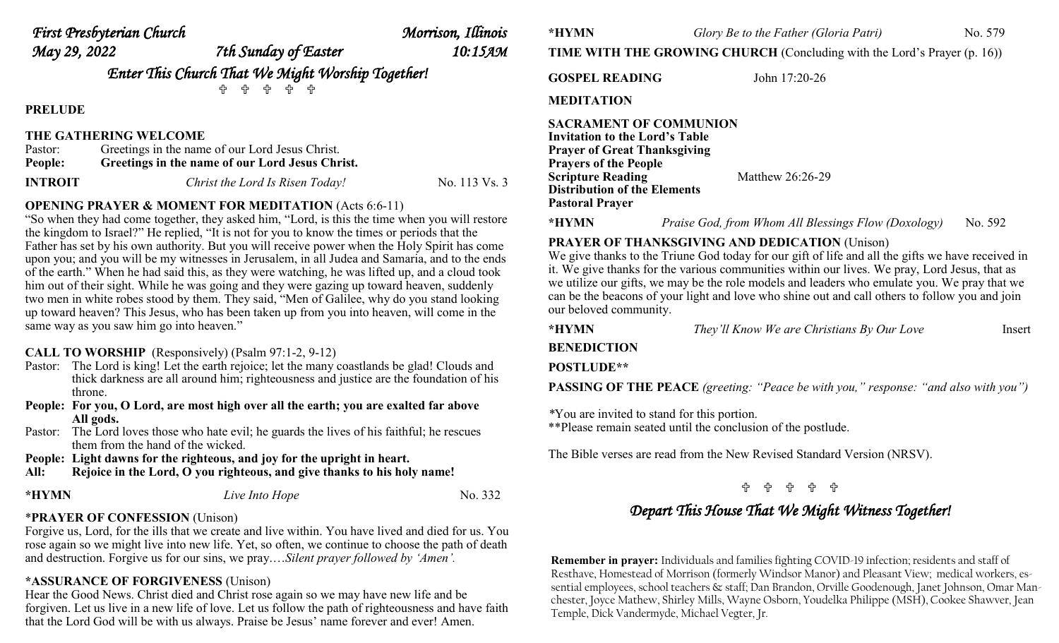*First Presbyterian Church* *Morrison, Illinois*

*May 29, 2022* *7th Sunday of Easter* *10:15AM*

## *Enter This Church That We Might Worship Together!*

✞ ✞ ✞ ✞ ✞

**PRELUDE**

**THE GATHERING WELCOME**

Pastor: Greetings in the name of our Lord Jesus Christ.
**People: Greetings in the name of our Lord Jesus Christ.**

**INTROIT** *Christ the Lord Is Risen Today!* No. 113 Vs. 3

**OPENING PRAYER & MOMENT FOR MEDITATION** (Acts 6:6-11)

"So when they had come together, they asked him, "Lord, is this the time when you will restore the kingdom to Israel?" He replied, "It is not for you to know the times or periods that the Father has set by his own authority. But you will receive power when the Holy Spirit has come upon you; and you will be my witnesses in Jerusalem, in all Judea and Samaria, and to the ends of the earth." When he had said this, as they were watching, he was lifted up, and a cloud took him out of their sight. While he was going and they were gazing up toward heaven, suddenly two men in white robes stood by them. They said, "Men of Galilee, why do you stand looking up toward heaven? This Jesus, who has been taken up from you into heaven, will come in the same way as you saw him go into heaven."

**CALL TO WORSHIP** (Responsively) (Psalm 97:1-2, 9-12)

Pastor: The Lord is king! Let the earth rejoice; let the many coastlands be glad! Clouds and thick darkness are all around him; righteousness and justice are the foundation of his throne.
**People: For you, O Lord, are most high over all the earth; you are exalted far above All gods.**
Pastor: The Lord loves those who hate evil; he guards the lives of his faithful; he rescues them from the hand of the wicked.
**People: Light dawns for the righteous, and joy for the upright in heart.**
**All: Rejoice in the Lord, O you righteous, and give thanks to his holy name!**

**\*HYMN** *Live Into Hope* No. 332

**\*PRAYER OF CONFESSION** (Unison)

Forgive us, Lord, for the ills that we create and live within. You have lived and died for us. You rose again so we might live into new life. Yet, so often, we continue to choose the path of death and destruction. Forgive us for our sins, we pray….*Silent prayer followed by 'Amen'.*

**\*ASSURANCE OF FORGIVENESS** (Unison)

Hear the Good News. Christ died and Christ rose again so we may have new life and be forgiven. Let us live in a new life of love. Let us follow the path of righteousness and have faith that the Lord God will be with us always. Praise be Jesus' name forever and ever! Amen.

**\*HYMN** *Glory Be to the Father (Gloria Patri)* No. 579

**TIME WITH THE GROWING CHURCH** (Concluding with the Lord's Prayer (p. 16))

**GOSPEL READING** John 17:20-26

**MEDITATION**

**SACRAMENT OF COMMUNION**
**Invitation to the Lord's Table**
**Prayer of Great Thanksgiving**
**Prayers of the People**
**Scripture Reading** Matthew 26:26-29
**Distribution of the Elements**
**Pastoral Prayer**

**\*HYMN** *Praise God, from Whom All Blessings Flow (Doxology)* No. 592

**PRAYER OF THANKSGIVING AND DEDICATION** (Unison)

We give thanks to the Triune God today for our gift of life and all the gifts we have received in it. We give thanks for the various communities within our lives. We pray, Lord Jesus, that as we utilize our gifts, we may be the role models and leaders who emulate you. We pray that we can be the beacons of your light and love who shine out and call others to follow you and join our beloved community.

**\*HYMN** *They'll Know We are Christians By Our Love* Insert

**BENEDICTION**

**POSTLUDE\*\***

**PASSING OF THE PEACE** *(greeting: "Peace be with you," response: "and also with you")*

\*You are invited to stand for this portion.
\*\*Please remain seated until the conclusion of the postlude.

The Bible verses are read from the New Revised Standard Version (NRSV).

✞ ✞ ✞ ✞ ✞

## *Depart This House That We Might Witness Together!*

**Remember in prayer:** Individuals and families fighting COVID-19 infection; residents and staff of Resthave, Homestead of Morrison (formerly Windsor Manor) and Pleasant View; medical workers, essential employees, school teachers & staff; Dan Brandon, Orville Goodenough, Janet Johnson, Omar Manchester, Joyce Mathew, Shirley Mills, Wayne Osborn, Youdelka Philippe (MSH), Cookee Shawver, Jean Temple, Dick Vandermyde, Michael Vegter, Jr.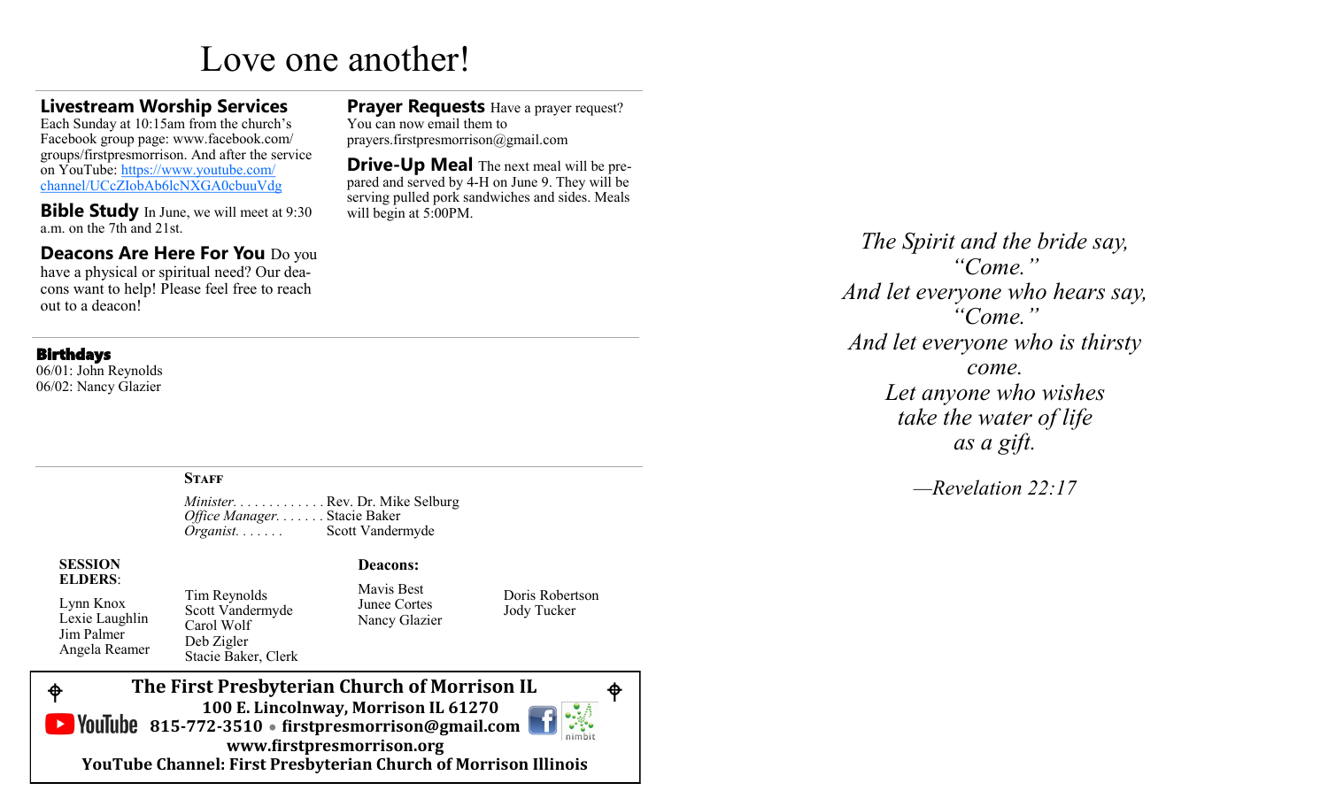# Love one another!

**Livestream Worship Services** Each Sunday at 10:15am from the church's Facebook group page: www.facebook.com/groups/firstpresmorrison. And after the service on YouTube: https://www.youtube.com/channel/UCcZIobAb6lcNXGA0cbuuVdg

**Bible Study** In June, we will meet at 9:30 a.m. on the 7th and 21st.

**Deacons Are Here For You** Do you have a physical or spiritual need? Our deacons want to help! Please feel free to reach out to a deacon!

**Prayer Requests** Have a prayer request? You can now email them to prayers.firstpresmorrison@gmail.com

**Drive-Up Meal** The next meal will be prepared and served by 4-H on June 9. They will be serving pulled pork sandwiches and sides. Meals will begin at 5:00PM.

**Birthdays**

06/01: John Reynolds
06/02: Nancy Glazier

**Staff**

*Minister.* . . . . . . . . . . . . Rev. Dr. Mike Selburg
*Office Manager.* . . . . . . Stacie Baker
*Organist.* . . . . . . Scott Vandermyde

**SESSION ELDERS**:

Lynn Knox
Lexie Laughlin
Jim Palmer
Angela Reamer
Tim Reynolds
Scott Vandermyde
Carol Wolf
Deb Zigler
Stacie Baker, Clerk

**Deacons:**

Mavis Best
Junee Cortes
Nancy Glazier
Doris Robertson
Jody Tucker

**The First Presbyterian Church of Morrison IL**
**100 E. Lincolnway, Morrison IL 61270**
**815-772-3510 • firstpresmorrison@gmail.com**
**www.firstpresmorrison.org**
**YouTube Channel: First Presbyterian Church of Morrison Illinois**

*The Spirit and the bride say,*
*"Come."*
*And let everyone who hears say,*
*"Come."*
*And let everyone who is thirsty*
*come.*
*Let anyone who wishes*
*take the water of life*
*as a gift.*

*—Revelation 22:17*